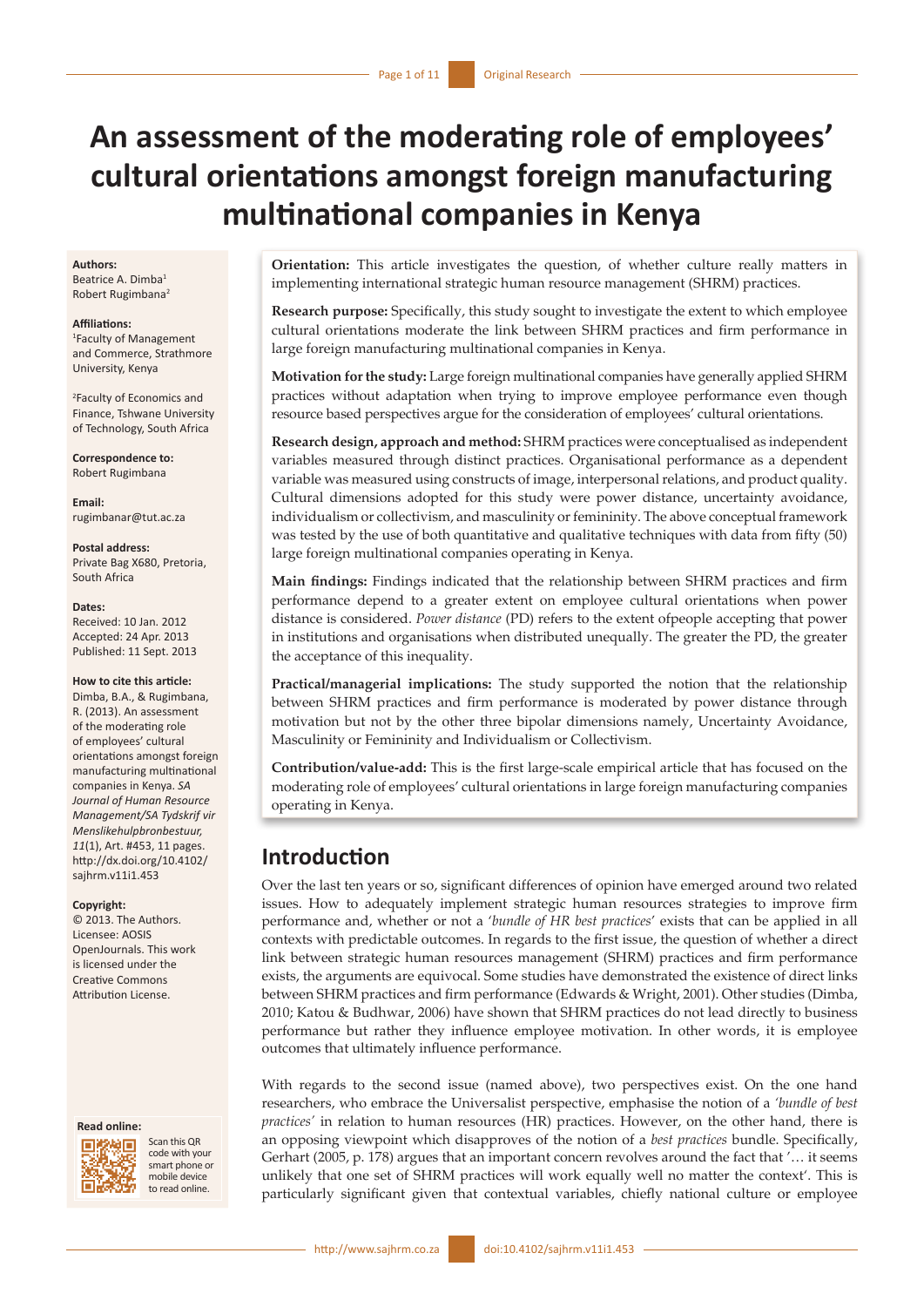# An assessment of the moderating role of employees' cultural orientations amongst foreign manufacturing multinational companies in Kenya

**Authors:**
Beatrice A. Dimba[1]
Robert Rugimbana[2]

**Affiliations:**
[1]Faculty of Management and Commerce, Strathmore University, Kenya

[2]Faculty of Economics and Finance, Tshwane University of Technology, South Africa

**Correspondence to:**
Robert Rugimbana

**Email:**
rugimbanar@tut.ac.za

**Postal address:**
Private Bag X680, Pretoria, South Africa

**Dates:**
Received: 10 Jan. 2012
Accepted: 24 Apr. 2013
Published: 11 Sept. 2013

**How to cite this article:**
Dimba, B.A., & Rugimbana, R. (2013). An assessment of the moderating role of employees' cultural orientations amongst foreign manufacturing multinational companies in Kenya. *SA Journal of Human Resource Management/SA Tydskrif vir Menslikehulpbronbestuur, 11*(1), Art. #453, 11 pages. http://dx.doi.org/10.4102/sajhrm.v11i1.453

**Copyright:**
© 2013. The Authors. Licensee: AOSIS OpenJournals. This work is licensed under the Creative Commons Attribution License.

**Read online:**
Scan this QR code with your smart phone or mobile device to read online.

**Orientation:** This article investigates the question, of whether culture really matters in implementing international strategic human resource management (SHRM) practices.

**Research purpose:** Specifically, this study sought to investigate the extent to which employee cultural orientations moderate the link between SHRM practices and firm performance in large foreign manufacturing multinational companies in Kenya.

**Motivation for the study:** Large foreign multinational companies have generally applied SHRM practices without adaptation when trying to improve employee performance even though resource based perspectives argue for the consideration of employees' cultural orientations.

**Research design, approach and method:** SHRM practices were conceptualised as independent variables measured through distinct practices. Organisational performance as a dependent variable was measured using constructs of image, interpersonal relations, and product quality. Cultural dimensions adopted for this study were power distance, uncertainty avoidance, individualism or collectivism, and masculinity or femininity. The above conceptual framework was tested by the use of both quantitative and qualitative techniques with data from fifty (50) large foreign multinational companies operating in Kenya.

**Main findings:** Findings indicated that the relationship between SHRM practices and firm performance depend to a greater extent on employee cultural orientations when power distance is considered. *Power distance* (PD) refers to the extent ofpeople accepting that power in institutions and organisations when distributed unequally. The greater the PD, the greater the acceptance of this inequality.

**Practical/managerial implications:** The study supported the notion that the relationship between SHRM practices and firm performance is moderated by power distance through motivation but not by the other three bipolar dimensions namely, Uncertainty Avoidance, Masculinity or Femininity and Individualism or Collectivism.

**Contribution/value-add:** This is the first large-scale empirical article that has focused on the moderating role of employees' cultural orientations in large foreign manufacturing companies operating in Kenya.

## Introduction

Over the last ten years or so, significant differences of opinion have emerged around two related issues. How to adequately implement strategic human resources strategies to improve firm performance and, whether or not a '*bundle of HR best practices*' exists that can be applied in all contexts with predictable outcomes. In regards to the first issue, the question of whether a direct link between strategic human resources management (SHRM) practices and firm performance exists, the arguments are equivocal. Some studies have demonstrated the existence of direct links between SHRM practices and firm performance (Edwards & Wright, 2001). Other studies (Dimba, 2010; Katou & Budhwar, 2006) have shown that SHRM practices do not lead directly to business performance but rather they influence employee motivation. In other words, it is employee outcomes that ultimately influence performance.

With regards to the second issue (named above), two perspectives exist. On the one hand researchers, who embrace the Universalist perspective, emphasise the notion of a '*bundle of best practices*' in relation to human resources (HR) practices. However, on the other hand, there is an opposing viewpoint which disapproves of the notion of a *best practices* bundle. Specifically, Gerhart (2005, p. 178) argues that an important concern revolves around the fact that '… it seems unlikely that one set of SHRM practices will work equally well no matter the context'. This is particularly significant given that contextual variables, chiefly national culture or employee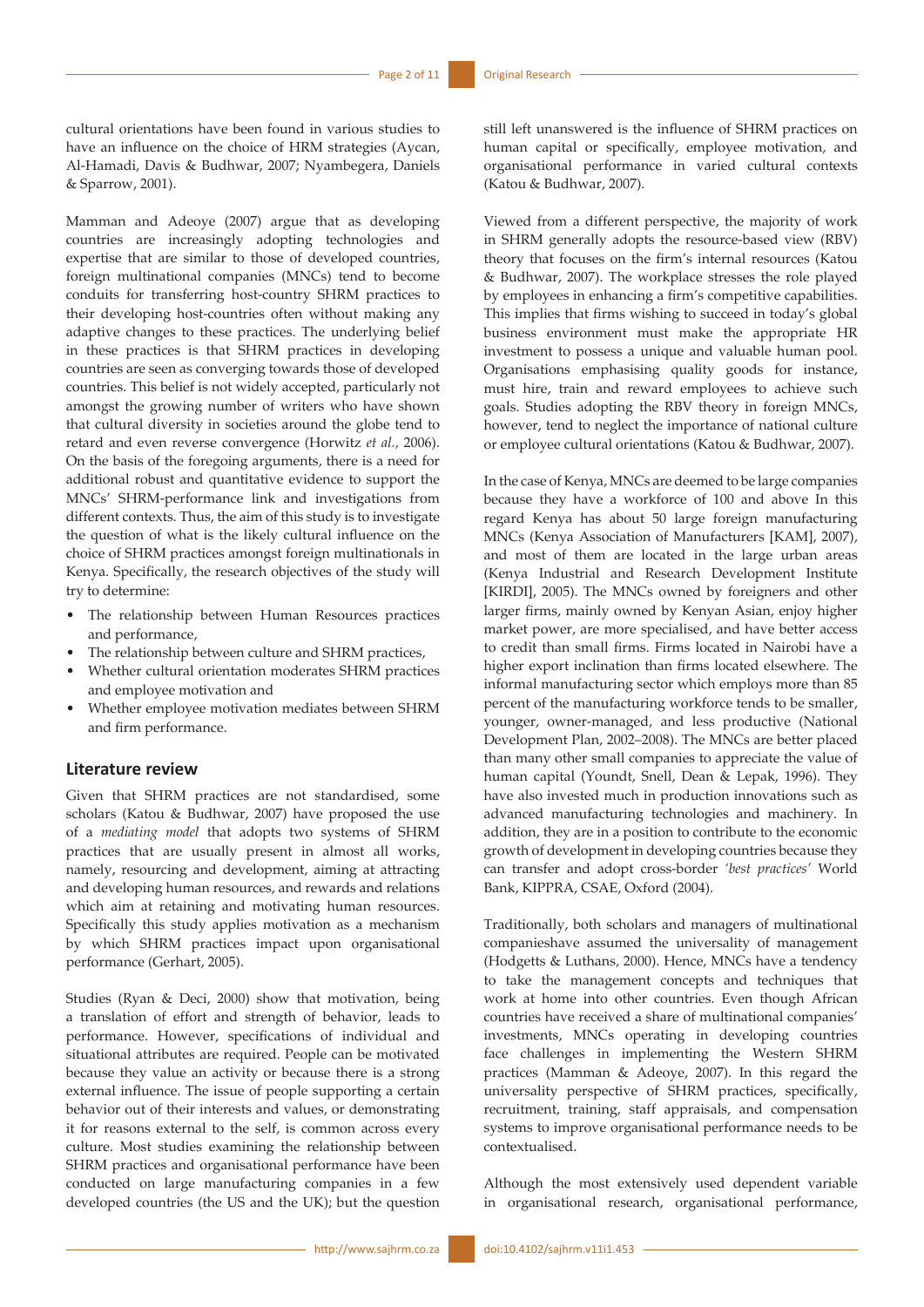cultural orientations have been found in various studies to have an influence on the choice of HRM strategies (Aycan, Al-Hamadi, Davis & Budhwar, 2007; Nyambegera, Daniels & Sparrow, 2001).

Mamman and Adeoye (2007) argue that as developing countries are increasingly adopting technologies and expertise that are similar to those of developed countries, foreign multinational companies (MNCs) tend to become conduits for transferring host-country SHRM practices to their developing host-countries often without making any adaptive changes to these practices. The underlying belief in these practices is that SHRM practices in developing countries are seen as converging towards those of developed countries. This belief is not widely accepted, particularly not amongst the growing number of writers who have shown that cultural diversity in societies around the globe tend to retard and even reverse convergence (Horwitz *et al.,* 2006). On the basis of the foregoing arguments, there is a need for additional robust and quantitative evidence to support the MNCs' SHRM-performance link and investigations from different contexts. Thus, the aim of this study is to investigate the question of what is the likely cultural influence on the choice of SHRM practices amongst foreign multinationals in Kenya. Specifically, the research objectives of the study will try to determine:

- The relationship between Human Resources practices and performance,
- The relationship between culture and SHRM practices,
- Whether cultural orientation moderates SHRM practices and employee motivation and
- Whether employee motivation mediates between SHRM and firm performance.

## Literature review

Given that SHRM practices are not standardised, some scholars (Katou & Budhwar, 2007) have proposed the use of a *mediating model* that adopts two systems of SHRM practices that are usually present in almost all works, namely, resourcing and development, aiming at attracting and developing human resources, and rewards and relations which aim at retaining and motivating human resources. Specifically this study applies motivation as a mechanism by which SHRM practices impact upon organisational performance (Gerhart, 2005).

Studies (Ryan & Deci, 2000) show that motivation, being a translation of effort and strength of behavior, leads to performance. However, specifications of individual and situational attributes are required. People can be motivated because they value an activity or because there is a strong external influence. The issue of people supporting a certain behavior out of their interests and values, or demonstrating it for reasons external to the self, is common across every culture. Most studies examining the relationship between SHRM practices and organisational performance have been conducted on large manufacturing companies in a few developed countries (the US and the UK); but the question still left unanswered is the influence of SHRM practices on human capital or specifically, employee motivation, and organisational performance in varied cultural contexts (Katou & Budhwar, 2007).

Viewed from a different perspective, the majority of work in SHRM generally adopts the resource-based view (RBV) theory that focuses on the firm's internal resources (Katou & Budhwar, 2007). The workplace stresses the role played by employees in enhancing a firm's competitive capabilities. This implies that firms wishing to succeed in today's global business environment must make the appropriate HR investment to possess a unique and valuable human pool. Organisations emphasising quality goods for instance, must hire, train and reward employees to achieve such goals. Studies adopting the RBV theory in foreign MNCs, however, tend to neglect the importance of national culture or employee cultural orientations (Katou & Budhwar, 2007).

In the case of Kenya, MNCs are deemed to be large companies because they have a workforce of 100 and above In this regard Kenya has about 50 large foreign manufacturing MNCs (Kenya Association of Manufacturers [KAM], 2007), and most of them are located in the large urban areas (Kenya Industrial and Research Development Institute [KIRDI], 2005). The MNCs owned by foreigners and other larger firms, mainly owned by Kenyan Asian, enjoy higher market power, are more specialised, and have better access to credit than small firms. Firms located in Nairobi have a higher export inclination than firms located elsewhere. The informal manufacturing sector which employs more than 85 percent of the manufacturing workforce tends to be smaller, younger, owner-managed, and less productive (National Development Plan, 2002–2008). The MNCs are better placed than many other small companies to appreciate the value of human capital (Youndt, Snell, Dean & Lepak, 1996). They have also invested much in production innovations such as advanced manufacturing technologies and machinery. In addition, they are in a position to contribute to the economic growth of development in developing countries because they can transfer and adopt cross-border *'best practices'* World Bank, KIPPRA, CSAE, Oxford (2004).

Traditionally, both scholars and managers of multinational companieshave assumed the universality of management (Hodgetts & Luthans, 2000). Hence, MNCs have a tendency to take the management concepts and techniques that work at home into other countries. Even though African countries have received a share of multinational companies' investments, MNCs operating in developing countries face challenges in implementing the Western SHRM practices (Mamman & Adeoye, 2007). In this regard the universality perspective of SHRM practices, specifically, recruitment, training, staff appraisals, and compensation systems to improve organisational performance needs to be contextualised.

Although the most extensively used dependent variable in organisational research, organisational performance,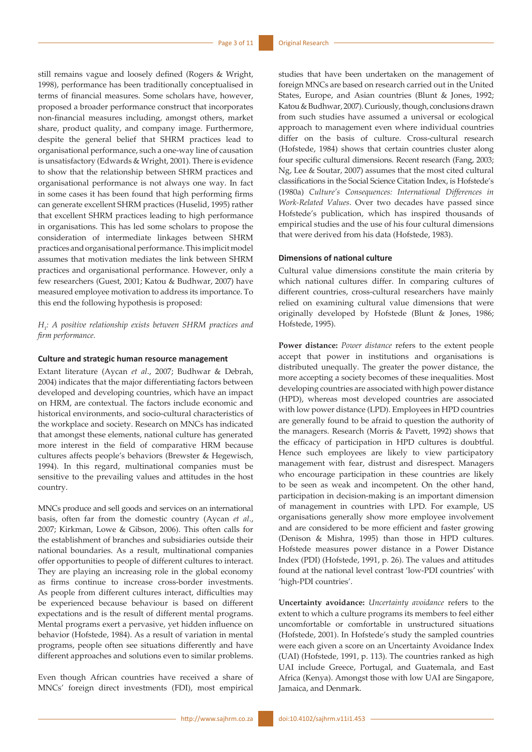still remains vague and loosely defined (Rogers & Wright, 1998), performance has been traditionally conceptualised in terms of financial measures. Some scholars have, however, proposed a broader performance construct that incorporates non-financial measures including, amongst others, market share, product quality, and company image. Furthermore, despite the general belief that SHRM practices lead to organisational performance, such a one-way line of causation is unsatisfactory (Edwards & Wright, 2001). There is evidence to show that the relationship between SHRM practices and organisational performance is not always one way. In fact in some cases it has been found that high performing firms can generate excellent SHRM practices (Huselid, 1995) rather that excellent SHRM practices leading to high performance in organisations. This has led some scholars to propose the consideration of intermediate linkages between SHRM practices and organisational performance. This implicit model assumes that motivation mediates the link between SHRM practices and organisational performance. However, only a few researchers (Guest, 2001; Katou & Budhwar, 2007) have measured employee motivation to address its importance. To this end the following hypothesis is proposed:

*$H_1$: A positive relationship exists between SHRM practices and firm performance.*

### Culture and strategic human resource management

Extant literature (Aycan *et al*., 2007; Budhwar & Debrah, 2004) indicates that the major differentiating factors between developed and developing countries, which have an impact on HRM, are contextual. The factors include economic and historical environments, and socio-cultural characteristics of the workplace and society. Research on MNCs has indicated that amongst these elements, national culture has generated more interest in the field of comparative HRM because cultures affects people's behaviors (Brewster & Hegewisch, 1994). In this regard, multinational companies must be sensitive to the prevailing values and attitudes in the host country.

MNCs produce and sell goods and services on an international basis, often far from the domestic country (Aycan *et al*., 2007; Kirkman, Lowe & Gibson, 2006). This often calls for the establishment of branches and subsidiaries outside their national boundaries. As a result, multinational companies offer opportunities to people of different cultures to interact. They are playing an increasing role in the global economy as firms continue to increase cross-border investments. As people from different cultures interact, difficulties may be experienced because behaviour is based on different expectations and is the result of different mental programs. Mental programs exert a pervasive, yet hidden influence on behavior (Hofstede, 1984). As a result of variation in mental programs, people often see situations differently and have different approaches and solutions even to similar problems.

Even though African countries have received a share of MNCs' foreign direct investments (FDI), most empirical studies that have been undertaken on the management of foreign MNCs are based on research carried out in the United States, Europe, and Asian countries (Blunt & Jones, 1992; Katou & Budhwar, 2007). Curiously, though, conclusions drawn from such studies have assumed a universal or ecological approach to management even where individual countries differ on the basis of culture. Cross-cultural research (Hofstede, 1984) shows that certain countries cluster along four specific cultural dimensions. Recent research (Fang, 2003; Ng, Lee & Soutar, 2007) assumes that the most cited cultural classifications in the Social Science Citation Index, is Hofstede's (1980a) *Culture's Consequences: International Differences in Work-Related Values*. Over two decades have passed since Hofstede's publication, which has inspired thousands of empirical studies and the use of his four cultural dimensions that were derived from his data (Hofstede, 1983).

### Dimensions of national culture

Cultural value dimensions constitute the main criteria by which national cultures differ. In comparing cultures of different countries, cross-cultural researchers have mainly relied on examining cultural value dimensions that were originally developed by Hofstede (Blunt & Jones, 1986; Hofstede, 1995).

**Power distance:** *Power distance* refers to the extent people accept that power in institutions and organisations is distributed unequally. The greater the power distance, the more accepting a society becomes of these inequalities. Most developing countries are associated with high power distance (HPD), whereas most developed countries are associated with low power distance (LPD). Employees in HPD countries are generally found to be afraid to question the authority of the managers. Research (Morris & Pavett, 1992) shows that the efficacy of participation in HPD cultures is doubtful. Hence such employees are likely to view participatory management with fear, distrust and disrespect. Managers who encourage participation in these countries are likely to be seen as weak and incompetent. On the other hand, participation in decision-making is an important dimension of management in countries with LPD. For example, US organisations generally show more employee involvement and are considered to be more efficient and faster growing (Denison & Mishra, 1995) than those in HPD cultures. Hofstede measures power distance in a Power Distance Index (PDI) (Hofstede, 1991, p. 26). The values and attitudes found at the national level contrast 'low-PDI countries' with 'high-PDI countries'.

**Uncertainty avoidance:** *Uncertainty avoidance* refers to the extent to which a culture programs its members to feel either uncomfortable or comfortable in unstructured situations (Hofstede, 2001). In Hofstede's study the sampled countries were each given a score on an Uncertainty Avoidance Index (UAI) (Hofstede, 1991, p. 113). The countries ranked as high UAI include Greece, Portugal, and Guatemala, and East Africa (Kenya). Amongst those with low UAI are Singapore, Jamaica, and Denmark.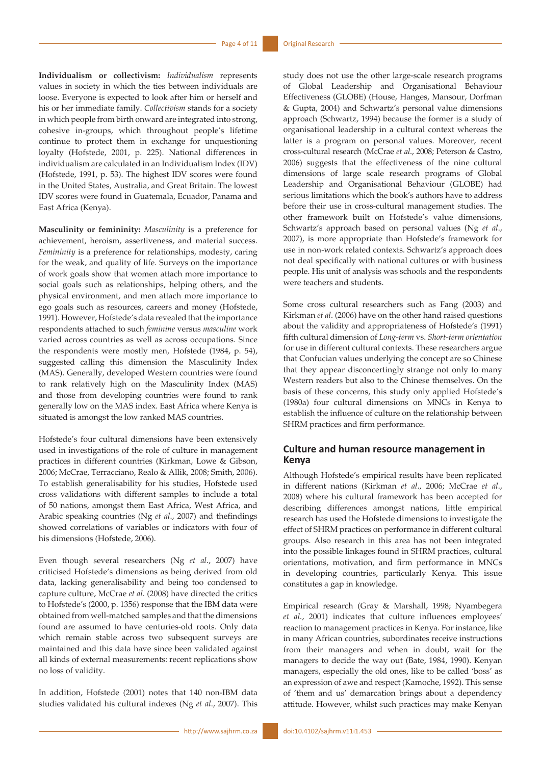**Individualism or collectivism:** *Individualism* represents values in society in which the ties between individuals are loose. Everyone is expected to look after him or herself and his or her immediate family. *Collectivism* stands for a society in which people from birth onward are integrated into strong, cohesive in-groups, which throughout people's lifetime continue to protect them in exchange for unquestioning loyalty (Hofstede, 2001, p. 225). National differences in individualism are calculated in an Individualism Index (IDV) (Hofstede, 1991, p. 53). The highest IDV scores were found in the United States, Australia, and Great Britain. The lowest IDV scores were found in Guatemala, Ecuador, Panama and East Africa (Kenya).

**Masculinity or femininity:** *Masculinity* is a preference for achievement, heroism, assertiveness, and material success. *Femininity* is a preference for relationships, modesty, caring for the weak, and quality of life. Surveys on the importance of work goals show that women attach more importance to social goals such as relationships, helping others, and the physical environment, and men attach more importance to ego goals such as resources, careers and money (Hofstede, 1991). However, Hofstede's data revealed that the importance respondents attached to such *feminine* versus *masculine* work varied across countries as well as across occupations. Since the respondents were mostly men, Hofstede (1984, p. 54), suggested calling this dimension the Masculinity Index (MAS). Generally, developed Western countries were found to rank relatively high on the Masculinity Index (MAS) and those from developing countries were found to rank generally low on the MAS index. East Africa where Kenya is situated is amongst the low ranked MAS countries.

Hofstede's four cultural dimensions have been extensively used in investigations of the role of culture in management practices in different countries (Kirkman, Lowe & Gibson, 2006; McCrae, Terracciano, Realo & Allik, 2008; Smith, 2006). To establish generalisability for his studies, Hofstede used cross validations with different samples to include a total of 50 nations, amongst them East Africa, West Africa, and Arabic speaking countries (Ng *et al*., 2007) and thefindings showed correlations of variables or indicators with four of his dimensions (Hofstede, 2006).

Even though several researchers (Ng *et al*., 2007) have criticised Hofstede's dimensions as being derived from old data, lacking generalisability and being too condensed to capture culture, McCrae *et al.* (2008) have directed the critics to Hofstede's (2000, p. 1356) response that the IBM data were obtained from well-matched samples and that the dimensions found are assumed to have centuries-old roots. Only data which remain stable across two subsequent surveys are maintained and this data have since been validated against all kinds of external measurements: recent replications show no loss of validity.

In addition, Hofstede (2001) notes that 140 non-IBM data studies validated his cultural indexes (Ng *et al*., 2007). This study does not use the other large-scale research programs of Global Leadership and Organisational Behaviour Effectiveness (GLOBE) (House, Hanges, Mansour, Dorfman & Gupta, 2004) and Schwartz's personal value dimensions approach (Schwartz, 1994) because the former is a study of organisational leadership in a cultural context whereas the latter is a program on personal values. Moreover, recent cross-cultural research (McCrae *et al*., 2008; Peterson & Castro, 2006) suggests that the effectiveness of the nine cultural dimensions of large scale research programs of Global Leadership and Organisational Behaviour (GLOBE) had serious limitations which the book's authors have to address before their use in cross-cultural management studies. The other framework built on Hofstede's value dimensions, Schwartz's approach based on personal values (Ng *et al*., 2007), is more appropriate than Hofstede's framework for use in non-work related contexts. Schwartz's approach does not deal specifically with national cultures or with business people. His unit of analysis was schools and the respondents were teachers and students.

Some cross cultural researchers such as Fang (2003) and Kirkman *et al*. (2006) have on the other hand raised questions about the validity and appropriateness of Hofstede's (1991) fifth cultural dimension of *Long-term* vs. *Short-term orientation* for use in different cultural contexts. These researchers argue that Confucian values underlying the concept are so Chinese that they appear disconcertingly strange not only to many Western readers but also to the Chinese themselves. On the basis of these concerns, this study only applied Hofstede's (1980a) four cultural dimensions on MNCs in Kenya to establish the influence of culture on the relationship between SHRM practices and firm performance.

## Culture and human resource management in Kenya

Although Hofstede's empirical results have been replicated in different nations (Kirkman *et al*., 2006; McCrae *et al*., 2008) where his cultural framework has been accepted for describing differences amongst nations, little empirical research has used the Hofstede dimensions to investigate the effect of SHRM practices on performance in different cultural groups. Also research in this area has not been integrated into the possible linkages found in SHRM practices, cultural orientations, motivation, and firm performance in MNCs in developing countries, particularly Kenya. This issue constitutes a gap in knowledge.

Empirical research (Gray & Marshall, 1998; Nyambegera *et al*., 2001) indicates that culture influences employees' reaction to management practices in Kenya. For instance, like in many African countries, subordinates receive instructions from their managers and when in doubt, wait for the managers to decide the way out (Bate, 1984, 1990). Kenyan managers, especially the old ones, like to be called 'boss' as an expression of awe and respect (Kamoche, 1992). This sense of 'them and us' demarcation brings about a dependency attitude. However, whilst such practices may make Kenyan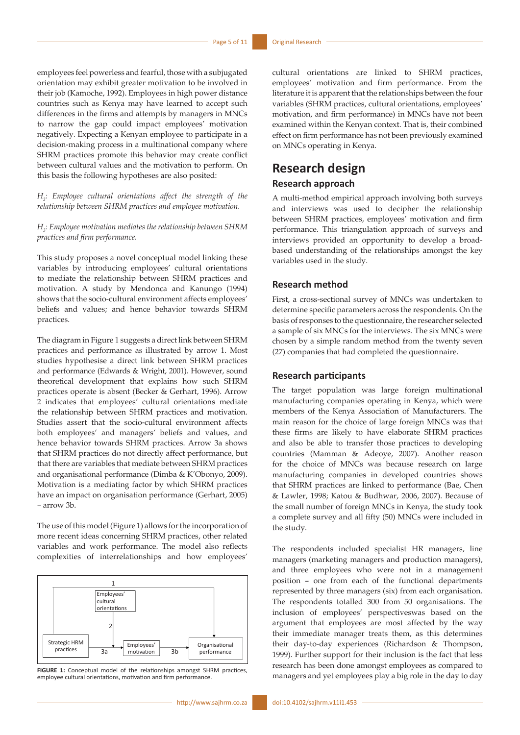employees feel powerless and fearful, those with a subjugated orientation may exhibit greater motivation to be involved in their job (Kamoche, 1992). Employees in high power distance countries such as Kenya may have learned to accept such differences in the firms and attempts by managers in MNCs to narrow the gap could impact employees' motivation negatively. Expecting a Kenyan employee to participate in a decision-making process in a multinational company where SHRM practices promote this behavior may create conflict between cultural values and the motivation to perform. On this basis the following hypotheses are also posited:

*$H_2$: Employee cultural orientations affect the strength of the relationship between SHRM practices and employee motivation.*

*$H_3$: Employee motivation mediates the relationship between SHRM practices and firm performance.*

This study proposes a novel conceptual model linking these variables by introducing employees' cultural orientations to mediate the relationship between SHRM practices and motivation. A study by Mendonca and Kanungo (1994) shows that the socio-cultural environment affects employees' beliefs and values; and hence behavior towards SHRM practices.

The diagram in Figure 1 suggests a direct link between SHRM practices and performance as illustrated by arrow 1. Most studies hypothesise a direct link between SHRM practices and performance (Edwards & Wright, 2001). However, sound theoretical development that explains how such SHRM practices operate is absent (Becker & Gerhart, 1996). Arrow 2 indicates that employees' cultural orientations mediate the relationship between SHRM practices and motivation. Studies assert that the socio-cultural environment affects both employees' and managers' beliefs and values, and hence behavior towards SHRM practices. Arrow 3a shows that SHRM practices do not directly affect performance, but that there are variables that mediate between SHRM practices and organisational performance (Dimba & K'Obonyo, 2009). Motivation is a mediating factor by which SHRM practices have an impact on organisation performance (Gerhart, 2005) – arrow 3b.

The use of this model (Figure 1) allows for the incorporation of more recent ideas concerning SHRM practices, other related variables and work performance. The model also reflects complexities of interrelationships and how employees' cultural orientations are linked to SHRM practices, employees' motivation and firm performance. From the literature it is apparent that the relationships between the four variables (SHRM practices, cultural orientations, employees' motivation, and firm performance) in MNCs have not been examined within the Kenyan context. That is, their combined effect on firm performance has not been previously examined on MNCs operating in Kenya.

```
                               1
   +-----------------------------------------------------------+
   |              +----------------+                           |
   |              | Employees'     |                           |
   |              | cultural       |                           |
   |              | orientations   |                           |
   |              +----------------+                           |
   |                     | 2                                   v
+------------------+     v      +-------------+      +----------------+
| Strategic HRM    | ---3a--->  | Employees'  | -3b->| Organisational |
| practices        |            | motivation  |      | performance    |
+------------------+            +-------------+      +----------------+
```

**FIGURE 1:** Conceptual model of the relationships amongst SHRM practices, employee cultural orientations, motivation and firm performance.

## Research design

### Research approach

A multi-method empirical approach involving both surveys and interviews was used to decipher the relationship between SHRM practices, employees' motivation and firm performance. This triangulation approach of surveys and interviews provided an opportunity to develop a broad-based understanding of the relationships amongst the key variables used in the study.

### Research method

First, a cross-sectional survey of MNCs was undertaken to determine specific parameters across the respondents. On the basis of responses to the questionnaire, the researcher selected a sample of six MNCs for the interviews. The six MNCs were chosen by a simple random method from the twenty seven (27) companies that had completed the questionnaire.

### Research participants

The target population was large foreign multinational manufacturing companies operating in Kenya, which were members of the Kenya Association of Manufacturers. The main reason for the choice of large foreign MNCs was that these firms are likely to have elaborate SHRM practices and also be able to transfer those practices to developing countries (Mamman & Adeoye, 2007). Another reason for the choice of MNCs was because research on large manufacturing companies in developed countries shows that SHRM practices are linked to performance (Bae, Chen & Lawler, 1998; Katou & Budhwar, 2006, 2007). Because of the small number of foreign MNCs in Kenya, the study took a complete survey and all fifty (50) MNCs were included in the study.

The respondents included specialist HR managers, line managers (marketing managers and production managers), and three employees who were not in a management position – one from each of the functional departments represented by three managers (six) from each organisation. The respondents totalled 300 from 50 organisations. The inclusion of employees' perspectiveswas based on the argument that employees are most affected by the way their immediate manager treats them, as this determines their day-to-day experiences (Richardson & Thompson, 1999). Further support for their inclusion is the fact that less research has been done amongst employees as compared to managers and yet employees play a big role in the day to day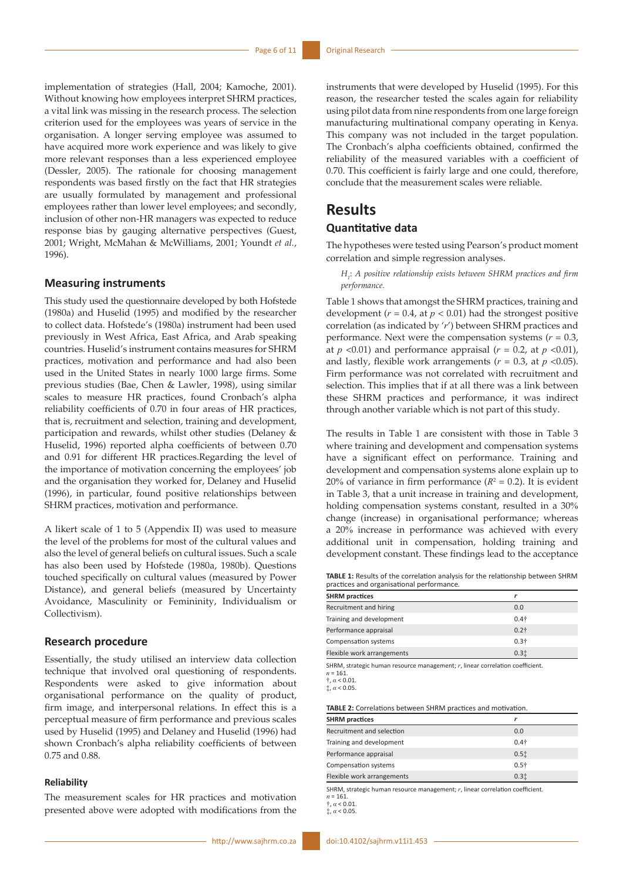implementation of strategies (Hall, 2004; Kamoche, 2001). Without knowing how employees interpret SHRM practices, a vital link was missing in the research process. The selection criterion used for the employees was years of service in the organisation. A longer serving employee was assumed to have acquired more work experience and was likely to give more relevant responses than a less experienced employee (Dessler, 2005). The rationale for choosing management respondents was based firstly on the fact that HR strategies are usually formulated by management and professional employees rather than lower level employees; and secondly, inclusion of other non-HR managers was expected to reduce response bias by gauging alternative perspectives (Guest, 2001; Wright, McMahan & McWilliams, 2001; Youndt *et al.*, 1996).

### Measuring instruments

This study used the questionnaire developed by both Hofstede (1980a) and Huselid (1995) and modified by the researcher to collect data. Hofstede's (1980a) instrument had been used previously in West Africa, East Africa, and Arab speaking countries. Huselid's instrument contains measures for SHRM practices, motivation and performance and had also been used in the United States in nearly 1000 large firms. Some previous studies (Bae, Chen & Lawler, 1998), using similar scales to measure HR practices, found Cronbach's alpha reliability coefficients of 0.70 in four areas of HR practices, that is, recruitment and selection, training and development, participation and rewards, whilst other studies (Delaney & Huselid, 1996) reported alpha coefficients of between 0.70 and 0.91 for different HR practices.Regarding the level of the importance of motivation concerning the employees' job and the organisation they worked for, Delaney and Huselid (1996), in particular, found positive relationships between SHRM practices, motivation and performance.

A likert scale of 1 to 5 (Appendix II) was used to measure the level of the problems for most of the cultural values and also the level of general beliefs on cultural issues. Such a scale has also been used by Hofstede (1980a, 1980b). Questions touched specifically on cultural values (measured by Power Distance), and general beliefs (measured by Uncertainty Avoidance, Masculinity or Femininity, Individualism or Collectivism).

### Research procedure

Essentially, the study utilised an interview data collection technique that involved oral questioning of respondents. Respondents were asked to give information about organisational performance on the quality of product, firm image, and interpersonal relations. In effect this is a perceptual measure of firm performance and previous scales used by Huselid (1995) and Delaney and Huselid (1996) had shown Cronbach's alpha reliability coefficients of between 0.75 and 0.88.

#### Reliability

The measurement scales for HR practices and motivation presented above were adopted with modifications from the instruments that were developed by Huselid (1995). For this reason, the researcher tested the scales again for reliability using pilot data from nine respondents from one large foreign manufacturing multinational company operating in Kenya. This company was not included in the target population. The Cronbach's alpha coefficients obtained, confirmed the reliability of the measured variables with a coefficient of 0.70. This coefficient is fairly large and one could, therefore, conclude that the measurement scales were reliable.

## Results

### Quantitative data

The hypotheses were tested using Pearson's product moment correlation and simple regression analyses.

*$H_1$: A positive relationship exists between SHRM practices and firm performance.*

Table 1 shows that amongst the SHRM practices, training and development ($r = 0.4$, at $p < 0.01$) had the strongest positive correlation (as indicated by '*r*') between SHRM practices and performance. Next were the compensation systems ($r = 0.3$, at $p < 0.01$) and performance appraisal ($r = 0.2$, at $p < 0.01$), and lastly, flexible work arrangements ($r = 0.3$, at $p < 0.05$). Firm performance was not correlated with recruitment and selection. This implies that if at all there was a link between these SHRM practices and performance, it was indirect through another variable which is not part of this study.

The results in Table 1 are consistent with those in Table 3 where training and development and compensation systems have a significant effect on performance. Training and development and compensation systems alone explain up to 20% of variance in firm performance ($R^2 = 0.2$). It is evident in Table 3, that a unit increase in training and development, holding compensation systems constant, resulted in a 30% change (increase) in organisational performance; whereas a 20% increase in performance was achieved with every additional unit in compensation, holding training and development constant. These findings lead to the acceptance

**TABLE 1:** Results of the correlation analysis for the relationship between SHRM practices and organisational performance.

| SHRM practices | *r* |
|---|---|
| Recruitment and hiring | 0.0 |
| Training and development | 0.4† |
| Performance appraisal | 0.2† |
| Compensation systems | 0.3† |
| Flexible work arrangements | 0.3‡ |

SHRM, strategic human resource management; *r*, linear correlation coefficient.
$n = 161$.
†, $\alpha < 0.01$.
‡, $\alpha < 0.05$.

**TABLE 2:** Correlations between SHRM practices and motivation.

| SHRM practices | *r* |
|---|---|
| Recruitment and selection | 0.0 |
| Training and development | 0.4† |
| Performance appraisal | 0.5‡ |
| Compensation systems | 0.5† |
| Flexible work arrangements | 0.3‡ |

SHRM, strategic human resource management; *r*, linear correlation coefficient.
$n = 161$.
†, $\alpha < 0.01$.
‡, $\alpha < 0.05$.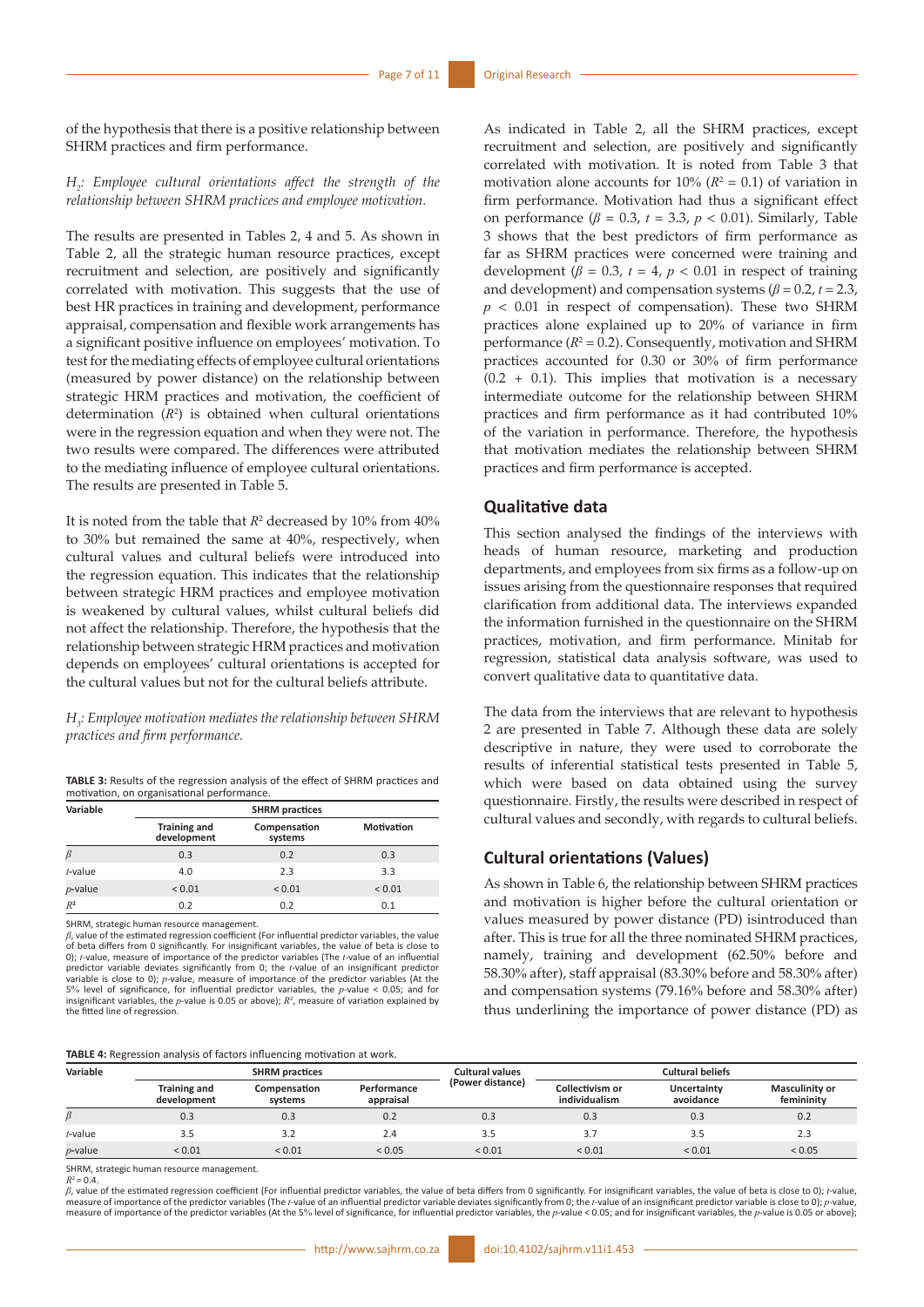of the hypothesis that there is a positive relationship between SHRM practices and firm performance.

*$H_2$: Employee cultural orientations affect the strength of the relationship between SHRM practices and employee motivation.*

The results are presented in Tables 2, 4 and 5. As shown in Table 2, all the strategic human resource practices, except recruitment and selection, are positively and significantly correlated with motivation. This suggests that the use of best HR practices in training and development, performance appraisal, compensation and flexible work arrangements has a significant positive influence on employees' motivation. To test for the mediating effects of employee cultural orientations (measured by power distance) on the relationship between strategic HRM practices and motivation, the coefficient of determination ($R^2$) is obtained when cultural orientations were in the regression equation and when they were not. The two results were compared. The differences were attributed to the mediating influence of employee cultural orientations. The results are presented in Table 5.

It is noted from the table that $R^2$ decreased by 10% from 40% to 30% but remained the same at 40%, respectively, when cultural values and cultural beliefs were introduced into the regression equation. This indicates that the relationship between strategic HRM practices and employee motivation is weakened by cultural values, whilst cultural beliefs did not affect the relationship. Therefore, the hypothesis that the relationship between strategic HRM practices and motivation depends on employees' cultural orientations is accepted for the cultural values but not for the cultural beliefs attribute.

*$H_3$: Employee motivation mediates the relationship between SHRM practices and firm performance.*

**TABLE 3:** Results of the regression analysis of the effect of SHRM practices and motivation, on organisational performance.

| Variable | SHRM practices | | |
|---|---|---|---|
| | Training and development | Compensation systems | Motivation |
| $\beta$ | 0.3 | 0.2 | 0.3 |
| *t*-value | 4.0 | 2.3 | 3.3 |
| *p*-value | < 0.01 | < 0.01 | < 0.01 |
| $R^2$ | 0.2 | 0.2 | 0.1 |

SHRM, strategic human resource management.

$\beta$, value of the estimated regression coefficient (For influential predictor variables, the value of beta differs from 0 significantly. For insignificant variables, the value of beta is close to 0); *t*-value, measure of importance of the predictor variables (The *t*-value of an influential predictor variable deviates significantly from 0; the *t*-value of an insignificant predictor variable is close to 0); *p*-value, measure of importance of the predictor variables (At the 5% level of significance, for influential predictor variables, the *p*-value < 0.05; and for insignificant variables, the *p*-value is 0.05 or above); $R^2$, measure of variation explained by the fitted line of regression.

As indicated in Table 2, all the SHRM practices, except recruitment and selection, are positively and significantly correlated with motivation. It is noted from Table 3 that motivation alone accounts for 10% ($R^2$ = 0.1) of variation in firm performance. Motivation had thus a significant effect on performance ($\beta$ = 0.3, $t$ = 3.3, $p$ < 0.01). Similarly, Table 3 shows that the best predictors of firm performance as far as SHRM practices were concerned were training and development ($\beta$ = 0.3, $t$ = 4, $p$ < 0.01 in respect of training and development) and compensation systems ($\beta$ = 0.2, $t$ = 2.3, $p$ < 0.01 in respect of compensation). These two SHRM practices alone explained up to 20% of variance in firm performance ($R^2$ = 0.2). Consequently, motivation and SHRM practices accounted for 0.30 or 30% of firm performance (0.2 + 0.1). This implies that motivation is a necessary intermediate outcome for the relationship between SHRM practices and firm performance as it had contributed 10% of the variation in performance. Therefore, the hypothesis that motivation mediates the relationship between SHRM practices and firm performance is accepted.

## Qualitative data

This section analysed the findings of the interviews with heads of human resource, marketing and production departments, and employees from six firms as a follow-up on issues arising from the questionnaire responses that required clarification from additional data. The interviews expanded the information furnished in the questionnaire on the SHRM practices, motivation, and firm performance. Minitab for regression, statistical data analysis software, was used to convert qualitative data to quantitative data.

The data from the interviews that are relevant to hypothesis 2 are presented in Table 7. Although these data are solely descriptive in nature, they were used to corroborate the results of inferential statistical tests presented in Table 5, which were based on data obtained using the survey questionnaire. Firstly, the results were described in respect of cultural values and secondly, with regards to cultural beliefs.

## Cultural orientations (Values)

As shown in Table 6, the relationship between SHRM practices and motivation is higher before the cultural orientation or values measured by power distance (PD) isintroduced than after. This is true for all the three nominated SHRM practices, namely, training and development (62.50% before and 58.30% after), staff appraisal (83.30% before and 58.30% after) and compensation systems (79.16% before and 58.30% after) thus underlining the importance of power distance (PD) as

**TABLE 4:** Regression analysis of factors influencing motivation at work.

| Variable | SHRM practices | | | Cultural values (Power distance) | Cultural beliefs | | |
|---|---|---|---|---|---|---|---|
| | Training and development | Compensation systems | Performance appraisal | | Collectivism or individualism | Uncertainty avoidance | Masculinity or femininity |
| $\beta$ | 0.3 | 0.3 | 0.2 | 0.3 | 0.3 | 0.3 | 0.2 |
| *t*-value | 3.5 | 3.2 | 2.4 | 3.5 | 3.7 | 3.5 | 2.3 |
| *p*-value | < 0.01 | < 0.01 | < 0.05 | < 0.01 | < 0.01 | < 0.01 | < 0.05 |

SHRM, strategic human resource management.

$R^2$ = 0.4.

$\beta$, value of the estimated regression coefficient (For influential predictor variables, the value of beta differs from 0 significantly. For insignificant variables, the value of beta is close to 0); *t*-value, measure of importance of the predictor variables (The *t*-value of an influential predictor variable deviates significantly from 0; the *t*-value of an insignificant predictor variable is close to 0); *p*-value, measure of importance of the predictor variables (At the 5% level of significance, for influential predictor variables, the *p*-value < 0.05; and for insignificant variables, the *p*-value is 0.05 or above);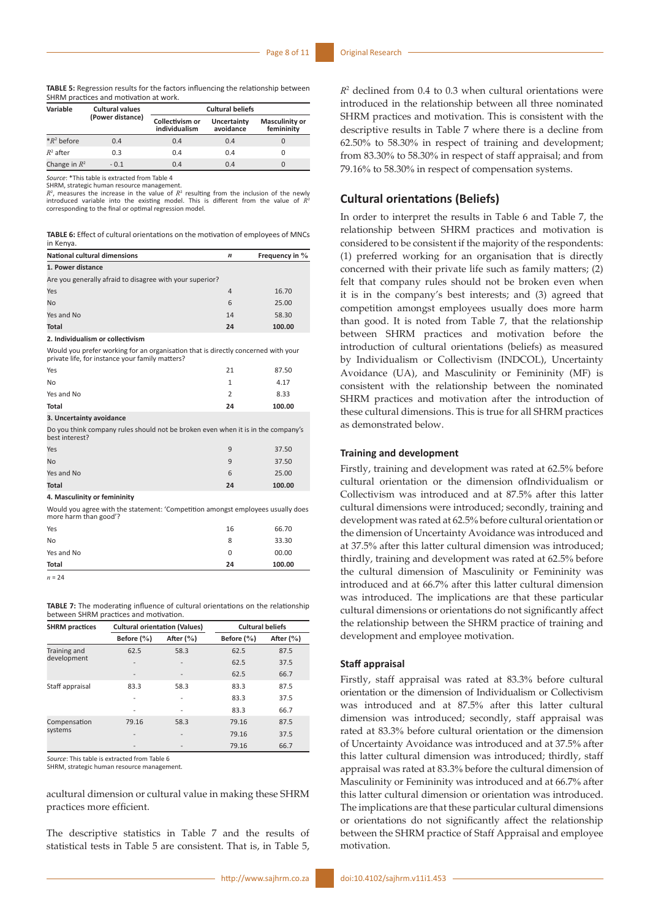**TABLE 5:** Regression results for the factors influencing the relationship between SHRM practices and motivation at work.

| Variable | Cultural values (Power distance) | Cultural beliefs | | |
|---|---|---|---|---|
| | | Collectivism or individualism | Uncertainty avoidance | Masculinity or femininity |
| *$R^2$ before | 0.4 | 0.4 | 0.4 | 0 |
| $R^2$ after | 0.3 | 0.4 | 0.4 | 0 |
| Change in $R^2$ | - 0.1 | 0.4 | 0.4 | 0 |

*Source*: *This table is extracted from Table 4

SHRM, strategic human resource management.

$R^2$, measures the increase in the value of $R^2$ resulting from the inclusion of the newly introduced variable into the existing model. This is different from the value of $R^2$ corresponding to the final or optimal regression model.

**TABLE 6:** Effect of cultural orientations on the motivation of employees of MNCs in Kenya.

| National cultural dimensions | *n* | Frequency in % |
|---|---|---|
| **1. Power distance** | | |
| Are you generally afraid to disagree with your superior? | | |
| Yes | 4 | 16.70 |
| No | 6 | 25.00 |
| Yes and No | 14 | 58.30 |
| **Total** | **24** | **100.00** |
| **2. Individualism or collectivism** | | |
| Would you prefer working for an organisation that is directly concerned with your private life, for instance your family matters? | | |
| Yes | 21 | 87.50 |
| No | 1 | 4.17 |
| Yes and No | 2 | 8.33 |
| **Total** | **24** | **100.00** |
| **3. Uncertainty avoidance** | | |
| Do you think company rules should not be broken even when it is in the company's best interest? | | |
| Yes | 9 | 37.50 |
| No | 9 | 37.50 |
| Yes and No | 6 | 25.00 |
| **Total** | **24** | **100.00** |
| **4. Masculinity or femininity** | | |
| Would you agree with the statement: 'Competition amongst employees usually does more harm than good'? | | |
| Yes | 16 | 66.70 |
| No | 8 | 33.30 |
| Yes and No | 0 | 00.00 |
| **Total** | **24** | **100.00** |

*n* = 24

**TABLE 7:** The moderating influence of cultural orientations on the relationship between SHRM practices and motivation.

| SHRM practices | Cultural orientation (Values) | | Cultural beliefs | |
|---|---|---|---|---|
| | Before (%) | After (%) | Before (%) | After (%) |
| Training and development | 62.5 | 58.3 | 62.5 | 87.5 |
| | - | - | 62.5 | 37.5 |
| | - | - | 62.5 | 66.7 |
| Staff appraisal | 83.3 | 58.3 | 83.3 | 87.5 |
| | - | - | 83.3 | 37.5 |
| | - | - | 83.3 | 66.7 |
| Compensation systems | 79.16 | 58.3 | 79.16 | 87.5 |
| | - | - | 79.16 | 37.5 |
| | - | - | 79.16 | 66.7 |

*Source*: This table is extracted from Table 6

SHRM, strategic human resource management.

acultural dimension or cultural value in making these SHRM practices more efficient.

The descriptive statistics in Table 7 and the results of statistical tests in Table 5 are consistent. That is, in Table 5, $R^2$ declined from 0.4 to 0.3 when cultural orientations were introduced in the relationship between all three nominated SHRM practices and motivation. This is consistent with the descriptive results in Table 7 where there is a decline from 62.50% to 58.30% in respect of training and development; from 83.30% to 58.30% in respect of staff appraisal; and from 79.16% to 58.30% in respect of compensation systems.

## Cultural orientations (Beliefs)

In order to interpret the results in Table 6 and Table 7, the relationship between SHRM practices and motivation is considered to be consistent if the majority of the respondents: (1) preferred working for an organisation that is directly concerned with their private life such as family matters; (2) felt that company rules should not be broken even when it is in the company's best interests; and (3) agreed that competition amongst employees usually does more harm than good. It is noted from Table 7, that the relationship between SHRM practices and motivation before the introduction of cultural orientations (beliefs) as measured by Individualism or Collectivism (INDCOL), Uncertainty Avoidance (UA), and Masculinity or Femininity (MF) is consistent with the relationship between the nominated SHRM practices and motivation after the introduction of these cultural dimensions. This is true for all SHRM practices as demonstrated below.

### Training and development

Firstly, training and development was rated at 62.5% before cultural orientation or the dimension ofIndividualism or Collectivism was introduced and at 87.5% after this latter cultural dimensions were introduced; secondly, training and development was rated at 62.5% before cultural orientation or the dimension of Uncertainty Avoidance was introduced and at 37.5% after this latter cultural dimension was introduced; thirdly, training and development was rated at 62.5% before the cultural dimension of Masculinity or Femininity was introduced and at 66.7% after this latter cultural dimension was introduced. The implications are that these particular cultural dimensions or orientations do not significantly affect the relationship between the SHRM practice of training and development and employee motivation.

### Staff appraisal

Firstly, staff appraisal was rated at 83.3% before cultural orientation or the dimension of Individualism or Collectivism was introduced and at 87.5% after this latter cultural dimension was introduced; secondly, staff appraisal was rated at 83.3% before cultural orientation or the dimension of Uncertainty Avoidance was introduced and at 37.5% after this latter cultural dimension was introduced; thirdly, staff appraisal was rated at 83.3% before the cultural dimension of Masculinity or Femininity was introduced and at 66.7% after this latter cultural dimension or orientation was introduced. The implications are that these particular cultural dimensions or orientations do not significantly affect the relationship between the SHRM practice of Staff Appraisal and employee motivation.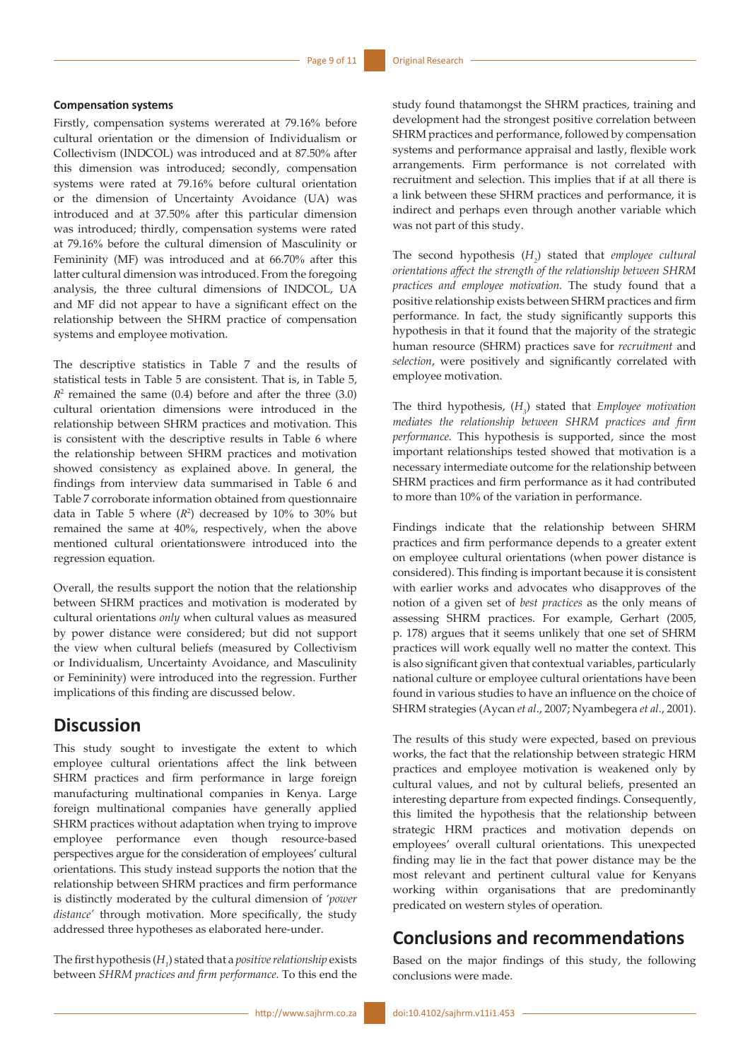**Compensation systems**

Firstly, compensation systems wererated at 79.16% before cultural orientation or the dimension of Individualism or Collectivism (INDCOL) was introduced and at 87.50% after this dimension was introduced; secondly, compensation systems were rated at 79.16% before cultural orientation or the dimension of Uncertainty Avoidance (UA) was introduced and at 37.50% after this particular dimension was introduced; thirdly, compensation systems were rated at 79.16% before the cultural dimension of Masculinity or Femininity (MF) was introduced and at 66.70% after this latter cultural dimension was introduced. From the foregoing analysis, the three cultural dimensions of INDCOL, UA and MF did not appear to have a significant effect on the relationship between the SHRM practice of compensation systems and employee motivation.

The descriptive statistics in Table 7 and the results of statistical tests in Table 5 are consistent. That is, in Table 5, $R^2$ remained the same (0.4) before and after the three (3.0) cultural orientation dimensions were introduced in the relationship between SHRM practices and motivation. This is consistent with the descriptive results in Table 6 where the relationship between SHRM practices and motivation showed consistency as explained above. In general, the findings from interview data summarised in Table 6 and Table 7 corroborate information obtained from questionnaire data in Table 5 where ($R^2$) decreased by 10% to 30% but remained the same at 40%, respectively, when the above mentioned cultural orientationswere introduced into the regression equation.

Overall, the results support the notion that the relationship between SHRM practices and motivation is moderated by cultural orientations *only* when cultural values as measured by power distance were considered; but did not support the view when cultural beliefs (measured by Collectivism or Individualism, Uncertainty Avoidance, and Masculinity or Femininity) were introduced into the regression. Further implications of this finding are discussed below.

## Discussion

This study sought to investigate the extent to which employee cultural orientations affect the link between SHRM practices and firm performance in large foreign manufacturing multinational companies in Kenya. Large foreign multinational companies have generally applied SHRM practices without adaptation when trying to improve employee performance even though resource-based perspectives argue for the consideration of employees' cultural orientations. This study instead supports the notion that the relationship between SHRM practices and firm performance is distinctly moderated by the cultural dimension of *'power distance'* through motivation. More specifically, the study addressed three hypotheses as elaborated here-under.

The first hypothesis ($H_1$) stated that a *positive relationship* exists between *SHRM practices and firm performance.* To this end the study found thatamongst the SHRM practices, training and development had the strongest positive correlation between SHRM practices and performance, followed by compensation systems and performance appraisal and lastly, flexible work arrangements. Firm performance is not correlated with recruitment and selection. This implies that if at all there is a link between these SHRM practices and performance, it is indirect and perhaps even through another variable which was not part of this study.

The second hypothesis ($H_2$) stated that *employee cultural orientations affect the strength of the relationship between SHRM practices and employee motivation.* The study found that a positive relationship exists between SHRM practices and firm performance. In fact, the study significantly supports this hypothesis in that it found that the majority of the strategic human resource (SHRM) practices save for *recruitment* and *selection*, were positively and significantly correlated with employee motivation.

The third hypothesis, ($H_3$) stated that *Employee motivation mediates the relationship between SHRM practices and firm performance.* This hypothesis is supported, since the most important relationships tested showed that motivation is a necessary intermediate outcome for the relationship between SHRM practices and firm performance as it had contributed to more than 10% of the variation in performance.

Findings indicate that the relationship between SHRM practices and firm performance depends to a greater extent on employee cultural orientations (when power distance is considered). This finding is important because it is consistent with earlier works and advocates who disapproves of the notion of a given set of *best practices* as the only means of assessing SHRM practices. For example, Gerhart (2005, p. 178) argues that it seems unlikely that one set of SHRM practices will work equally well no matter the context. This is also significant given that contextual variables, particularly national culture or employee cultural orientations have been found in various studies to have an influence on the choice of SHRM strategies (Aycan *et al*., 2007; Nyambegera *et al*., 2001).

The results of this study were expected, based on previous works, the fact that the relationship between strategic HRM practices and employee motivation is weakened only by cultural values, and not by cultural beliefs, presented an interesting departure from expected findings. Consequently, this limited the hypothesis that the relationship between strategic HRM practices and motivation depends on employees' overall cultural orientations. This unexpected finding may lie in the fact that power distance may be the most relevant and pertinent cultural value for Kenyans working within organisations that are predominantly predicated on western styles of operation.

## Conclusions and recommendations

Based on the major findings of this study, the following conclusions were made.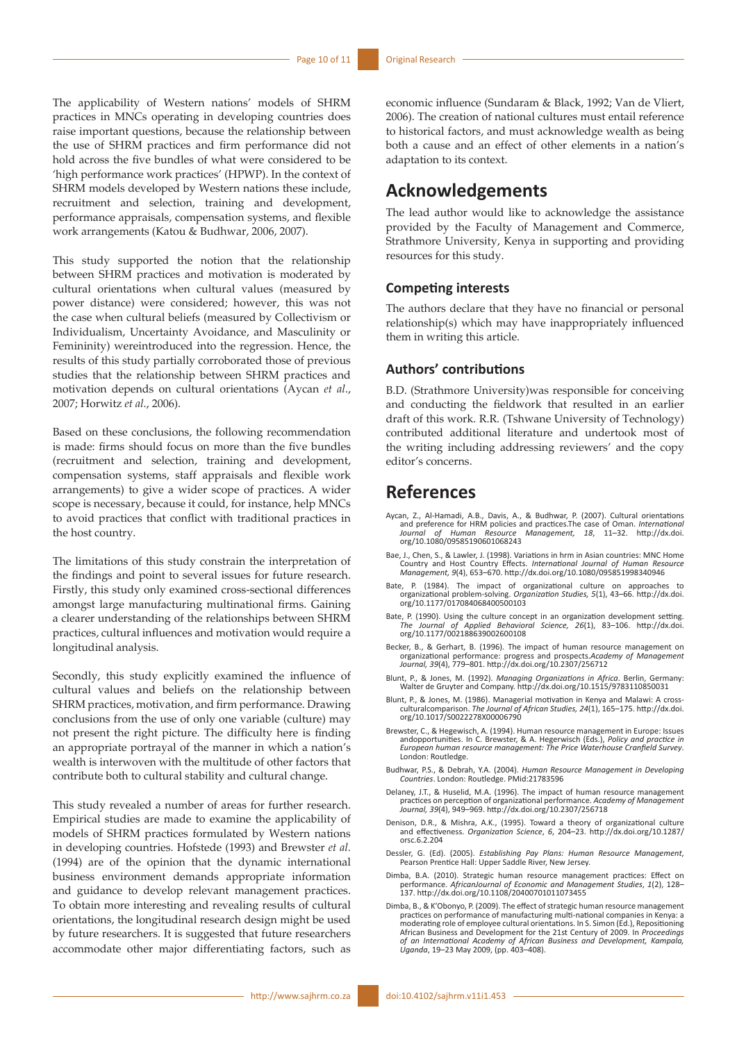The applicability of Western nations' models of SHRM practices in MNCs operating in developing countries does raise important questions, because the relationship between the use of SHRM practices and firm performance did not hold across the five bundles of what were considered to be 'high performance work practices' (HPWP). In the context of SHRM models developed by Western nations these include, recruitment and selection, training and development, performance appraisals, compensation systems, and flexible work arrangements (Katou & Budhwar, 2006, 2007).

This study supported the notion that the relationship between SHRM practices and motivation is moderated by cultural orientations when cultural values (measured by power distance) were considered; however, this was not the case when cultural beliefs (measured by Collectivism or Individualism, Uncertainty Avoidance, and Masculinity or Femininity) wereintroduced into the regression. Hence, the results of this study partially corroborated those of previous studies that the relationship between SHRM practices and motivation depends on cultural orientations (Aycan *et al*., 2007; Horwitz *et al*., 2006).

Based on these conclusions, the following recommendation is made: firms should focus on more than the five bundles (recruitment and selection, training and development, compensation systems, staff appraisals and flexible work arrangements) to give a wider scope of practices. A wider scope is necessary, because it could, for instance, help MNCs to avoid practices that conflict with traditional practices in the host country.

The limitations of this study constrain the interpretation of the findings and point to several issues for future research. Firstly, this study only examined cross-sectional differences amongst large manufacturing multinational firms. Gaining a clearer understanding of the relationships between SHRM practices, cultural influences and motivation would require a longitudinal analysis.

Secondly, this study explicitly examined the influence of cultural values and beliefs on the relationship between SHRM practices, motivation, and firm performance. Drawing conclusions from the use of only one variable (culture) may not present the right picture. The difficulty here is finding an appropriate portrayal of the manner in which a nation's wealth is interwoven with the multitude of other factors that contribute both to cultural stability and cultural change.

This study revealed a number of areas for further research. Empirical studies are made to examine the applicability of models of SHRM practices formulated by Western nations in developing countries. Hofstede (1993) and Brewster *et al.* (1994) are of the opinion that the dynamic international business environment demands appropriate information and guidance to develop relevant management practices. To obtain more interesting and revealing results of cultural orientations, the longitudinal research design might be used by future researchers. It is suggested that future researchers accommodate other major differentiating factors, such as economic influence (Sundaram & Black, 1992; Van de Vliert, 2006). The creation of national cultures must entail reference to historical factors, and must acknowledge wealth as being both a cause and an effect of other elements in a nation's adaptation to its context.

# Acknowledgements

The lead author would like to acknowledge the assistance provided by the Faculty of Management and Commerce, Strathmore University, Kenya in supporting and providing resources for this study.

### Competing interests

The authors declare that they have no financial or personal relationship(s) which may have inappropriately influenced them in writing this article.

### Authors' contributions

B.D. (Strathmore University)was responsible for conceiving and conducting the fieldwork that resulted in an earlier draft of this work. R.R. (Tshwane University of Technology) contributed additional literature and undertook most of the writing including addressing reviewers' and the copy editor's concerns.

# References

Aycan, Z., Al-Hamadi, A.B., Davis, A., & Budhwar, P. (2007). Cultural orientations and preference for HRM policies and practices.The case of Oman. *International Journal of Human Resource Management, 18*, 11–32. http://dx.doi.org/10.1080/09585190601068243

Bae, J., Chen, S., & Lawler, J. (1998). Variations in hrm in Asian countries: MNC Home Country and Host Country Effects. *International Journal of Human Resource Management*, *9*(4), 653–670. http://dx.doi.org/10.1080/095851998340946

Bate, P. (1984). The impact of organizational culture on approaches to organizational problem-solving. *Organization Studies, 5*(1), 43–66. http://dx.doi.org/10.1177/017084068400500103

Bate, P. (1990). Using the culture concept in an organization development setting. *The Journal of Applied Behavioral Science, 26*(1), 83–106. http://dx.doi.org/10.1177/002188639002600108

Becker, B., & Gerhart, B. (1996). The impact of human resource management on organizational performance: progress and prospects.*Academy of Management Journal, 39*(4), 779–801. http://dx.doi.org/10.2307/256712

Blunt, P., & Jones, M. (1992). *Managing Organizations in Africa*. Berlin, Germany: Walter de Gruyter and Company. http://dx.doi.org/10.1515/9783110850031

Blunt, P., & Jones, M. (1986). Managerial motivation in Kenya and Malawi: A cross-culturalcomparison. *The Journal of African Studies, 24*(1), 165–175. http://dx.doi.org/10.1017/S0022278X00006790

Brewster, C., & Hegewisch, A. (1994). Human resource management in Europe: Issues andopportunities. In C. Brewster, & A. Hegerwisch (Eds.), *Policy and practice in European human resource management: The Price Waterhouse Cranfield Survey*. London: Routledge.

Budhwar, P.S., & Debrah, Y.A. (2004). *Human Resource Management in Developing Countries*. London: Routledge. PMid:21783596

Delaney, J.T., & Huselid, M.A. (1996). The impact of human resource management practices on perception of organizational performance. *Academy of Management Journal, 39*(4), 949–969. http://dx.doi.org/10.2307/256718

Denison, D.R., & Mishra, A.K., (1995). Toward a theory of organizational culture and effectiveness. *Organization Science*, *6*, 204–23. http://dx.doi.org/10.1287/orsc.6.2.204

Dessler, G. (Ed). (2005). *Establishing Pay Plans: Human Resource Management*, Pearson Prentice Hall: Upper Saddle River, New Jersey.

Dimba, B.A. (2010). Strategic human resource management practices: Effect on performance. *AfricanJournal of Economic and Management Studies*, *1*(2), 128–137. http://dx.doi.org/10.1108/20400701011073455

Dimba, B., & K'Obonyo, P. (2009). The effect of strategic human resource management practices on performance of manufacturing multi-national companies in Kenya: a moderating role of employee cultural orientations. In S. Simon (Ed.), Repositioning African Business and Development for the 21st Century of 2009. In *Proceedings of an International Academy of African Business and Development, Kampala, Uganda*, 19–23 May 2009, (pp. 403–408).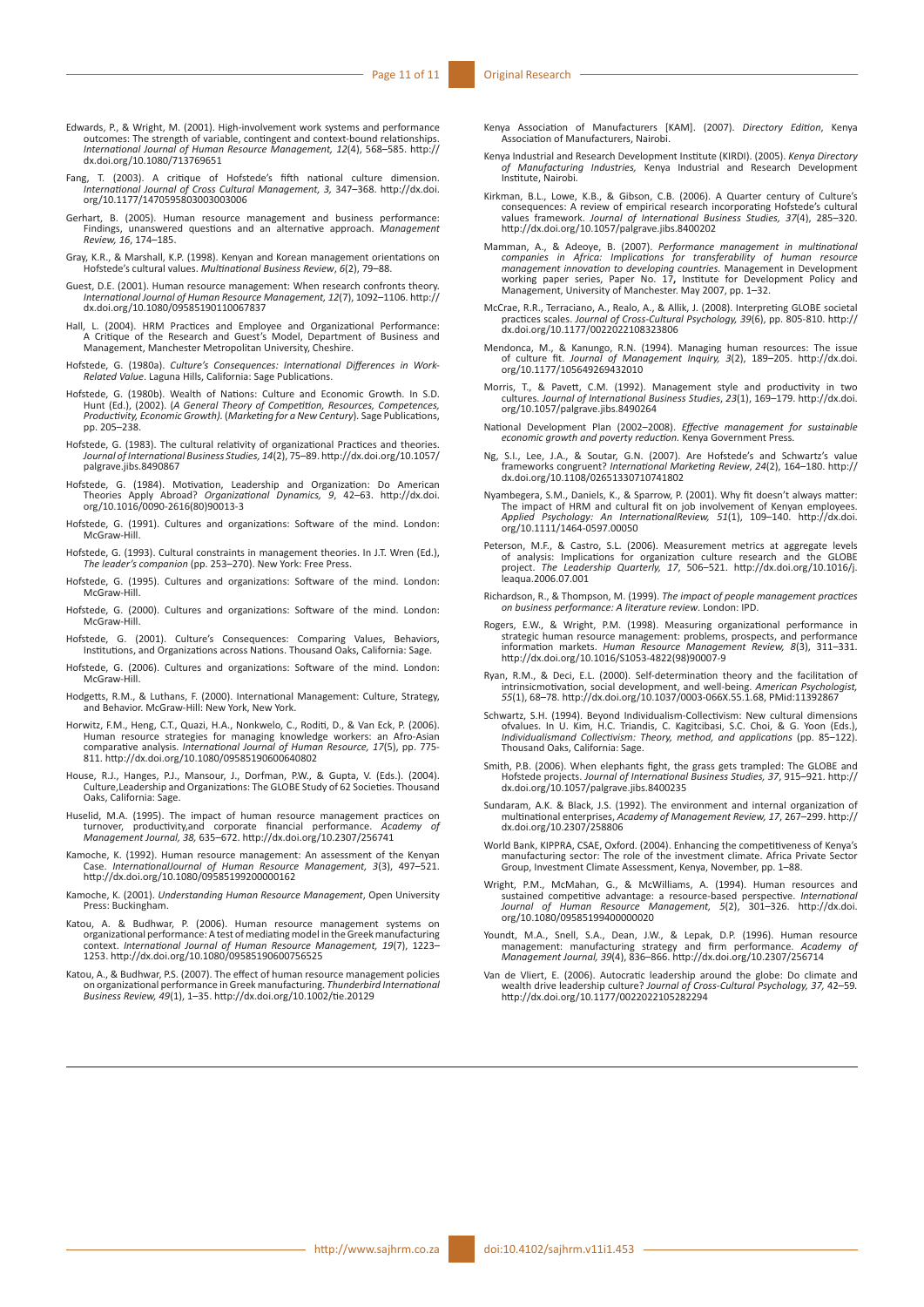Edwards, P., & Wright, M. (2001). High-involvement work systems and performance outcomes: The strength of variable, contingent and context-bound relationships. *International Journal of Human Resource Management, 12*(4), 568–585. http://dx.doi.org/10.1080/713769651

Fang, T. (2003). A critique of Hofstede's fifth national culture dimension. *International Journal of Cross Cultural Management, 3,* 347–368. http://dx.doi.org/10.1177/1470595803003006

Gerhart, B. (2005). Human resource management and business performance: Findings, unanswered questions and an alternative approach. *Management Review, 16*, 174–185.

Gray, K.R., & Marshall, K.P. (1998). Kenyan and Korean management orientations on Hofstede's cultural values. *Multinational Business Review*, *6*(2), 79–88.

Guest, D.E. (2001). Human resource management: When research confronts theory. *International Journal of Human Resource Management, 12*(7), 1092–1106. http://dx.doi.org/10.1080/09585190110067837

Hall, L. (2004). HRM Practices and Employee and Organizational Performance: A Critique of the Research and Guest's Model, Department of Business and Management, Manchester Metropolitan University, Cheshire.

Hofstede, G. (1980a). *Culture's Consequences: International Differences in Work-Related Value*. Laguna Hills, California: Sage Publications.

Hofstede, G. (1980b). Wealth of Nations: Culture and Economic Growth. In S.D. Hunt (Ed.), (2002). (*A General Theory of Competition, Resources, Competences, Productivity, Economic Growth)*. (*Marketing for a New Century*). Sage Publications, pp. 205–238.

Hofstede, G. (1983). The cultural relativity of organizational Practices and theories. *Journal of International Business Studies, 14*(2), 75–89. http://dx.doi.org/10.1057/palgrave.jibs.8490867

Hofstede, G. (1984). Motivation, Leadership and Organization: Do American Theories Apply Abroad? *Organizational Dynamics, 9*, 42–63. http://dx.doi.org/10.1016/0090-2616(80)90013-3

Hofstede, G. (1991). Cultures and organizations: Software of the mind. London: McGraw-Hill.

Hofstede, G. (1993). Cultural constraints in management theories. In J.T. Wren (Ed.), *The leader's companion* (pp. 253–270). New York: Free Press.

Hofstede, G. (1995). Cultures and organizations: Software of the mind. London: McGraw-Hill.

Hofstede, G. (2000). Cultures and organizations: Software of the mind. London: McGraw-Hill.

Hofstede, G. (2001). Culture's Consequences: Comparing Values, Behaviors, Institutions, and Organizations across Nations. Thousand Oaks, California: Sage.

Hofstede, G. (2006). Cultures and organizations: Software of the mind. London: McGraw-Hill.

Hodgetts, R.M., & Luthans, F. (2000). International Management: Culture, Strategy, and Behavior. McGraw-Hill: New York, New York.

Horwitz, F.M., Heng, C.T., Quazi, H.A., Nonkwelo, C., Roditi, D., & Van Eck, P. (2006). Human resource strategies for managing knowledge workers: an Afro-Asian comparative analysis. *International Journal of Human Resource, 17*(5), pp. 775-811. http://dx.doi.org/10.1080/09585190600640802

House, R.J., Hanges, P.J., Mansour, J., Dorfman, P.W., & Gupta, V. (Eds.). (2004). Culture,Leadership and Organizations: The GLOBE Study of 62 Societies. Thousand Oaks, California: Sage.

Huselid, M.A. (1995). The impact of human resource management practices on turnover, productivity,and corporate financial performance. *Academy of Management Journal, 38,* 635–672. http://dx.doi.org/10.2307/256741

Kamoche, K. (1992). Human resource management: An assessment of the Kenyan Case. *InternationalJournal of Human Resource Management*, *3*(3), 497–521. http://dx.doi.org/10.1080/09585199200000162

Kamoche, K. (2001). *Understanding Human Resource Management*, Open University Press: Buckingham.

Katou, A. & Budhwar, P. (2006). Human resource management systems on organizational performance: A test of mediating model in the Greek manufacturing context. *International Journal of Human Resource Management, 19*(7), 1223–1253. http://dx.doi.org/10.1080/09585190600756525

Katou, A., & Budhwar, P.S. (2007). The effect of human resource management policies on organizational performance in Greek manufacturing. *Thunderbird International Business Review, 49*(1), 1–35. http://dx.doi.org/10.1002/tie.20129

Kenya Association of Manufacturers [KAM]. (2007). *Directory Edition*, Kenya Association of Manufacturers, Nairobi.

Kenya Industrial and Research Development Institute (KIRDI). (2005). *Kenya Directory of Manufacturing Industries,* Kenya Industrial and Research Development Institute, Nairobi.

Kirkman, B.L., Lowe, K.B., & Gibson, C.B. (2006). A Quarter century of Culture's consequences: A review of empirical research incorporating Hofstede's cultural values framework. *Journal of International Business Studies, 37*(4), 285–320. http://dx.doi.org/10.1057/palgrave.jibs.8400202

Mamman, A., & Adeoye, B. (2007). *Performance management in multinational companies in Africa: Implications for transferability of human resource management innovation to developing countries.* Management in Development working paper series, Paper No. 17**,** Institute for Development Policy and Management, University of Manchester. May 2007, pp. 1–32.

McCrae, R.R., Terraciano, A., Realo, A., & Allik, J. (2008). Interpreting GLOBE societal practices scales. *Journal of Cross-Cultural Psychology, 39*(6), pp. 805-810. http://dx.doi.org/10.1177/0022022108323806

Mendonca, M., & Kanungo, R.N. (1994). Managing human resources: The issue of culture fit. *Journal of Management Inquiry, 3*(2), 189–205. http://dx.doi.org/10.1177/105649269432010

Morris, T., & Pavett, C.M. (1992). Management style and productivity in two cultures. *Journal of International Business Studies*, *23*(1), 169–179. http://dx.doi.org/10.1057/palgrave.jibs.8490264

National Development Plan (2002–2008). *Effective management for sustainable economic growth and poverty reduction.* Kenya Government Press.

Ng, S.I., Lee, J.A., & Soutar, G.N. (2007). Are Hofstede's and Schwartz's value frameworks congruent? *International Marketing Review*, *24*(2), 164–180. http://dx.doi.org/10.1108/02651330710741802

Nyambegera, S.M., Daniels, K., & Sparrow, P. (2001). Why fit doesn't always matter: The impact of HRM and cultural fit on job involvement of Kenyan employees. *Applied Psychology: An InternationalReview, 51*(1), 109–140. http://dx.doi.org/10.1111/1464-0597.00050

Peterson, M.F., & Castro, S.L. (2006). Measurement metrics at aggregate levels of analysis: Implications for organization culture research and the GLOBE project. *The Leadership Quarterly, 17*, 506–521. http://dx.doi.org/10.1016/j.leaqua.2006.07.001

Richardson, R., & Thompson, M. (1999). *The impact of people management practices on business performance: A literature review*. London: IPD.

Rogers, E.W., & Wright, P.M. (1998). Measuring organizational performance in strategic human resource management: problems, prospects, and performance information markets. *Human Resource Management Review, 8*(3), 311–331. http://dx.doi.org/10.1016/S1053-4822(98)90007-9

Ryan, R.M., & Deci, E.L. (2000). Self-determination theory and the facilitation of intrinsicmotivation, social development, and well-being. *American Psychologist, 55*(1), 68–78. http://dx.doi.org/10.1037/0003-066X.55.1.68, PMid:11392867

Schwartz, S.H. (1994). Beyond Individualism-Collectivism: New cultural dimensions ofvalues. In U. Kim, H.C. Triandis, C. Kagitcibasi, S.C. Choi, & G. Yoon (Eds.), *Individualismand Collectivism: Theory, method, and applications* (pp. 85–122). Thousand Oaks, California: Sage.

Smith, P.B. (2006). When elephants fight, the grass gets trampled: The GLOBE and Hofstede projects. *Journal of International Business Studies, 37*, 915–921. http://dx.doi.org/10.1057/palgrave.jibs.8400235

Sundaram, A.K. & Black, J.S. (1992). The environment and internal organization of multinational enterprises, *Academy of Management Review, 17*, 267–299. http://dx.doi.org/10.2307/258806

World Bank, KIPPRA, CSAE, Oxford. (2004). Enhancing the competitiveness of Kenya's manufacturing sector: The role of the investment climate. Africa Private Sector Group, Investment Climate Assessment, Kenya, November, pp. 1–88.

Wright, P.M., McMahan, G., & McWilliams, A. (1994). Human resources and sustained competitive advantage: a resource-based perspective. *International Journal of Human Resource Management, 5*(2), 301–326. http://dx.doi.org/10.1080/09585199400000020

Youndt, M.A., Snell, S.A., Dean, J.W., & Lepak, D.P. (1996). Human resource management: manufacturing strategy and firm performance. *Academy of Management Journal, 39*(4), 836–866. http://dx.doi.org/10.2307/256714

Van de Vliert, E. (2006). Autocratic leadership around the globe: Do climate and wealth drive leadership culture? *Journal of Cross-Cultural Psychology, 37,* 42–59. http://dx.doi.org/10.1177/0022022105282294